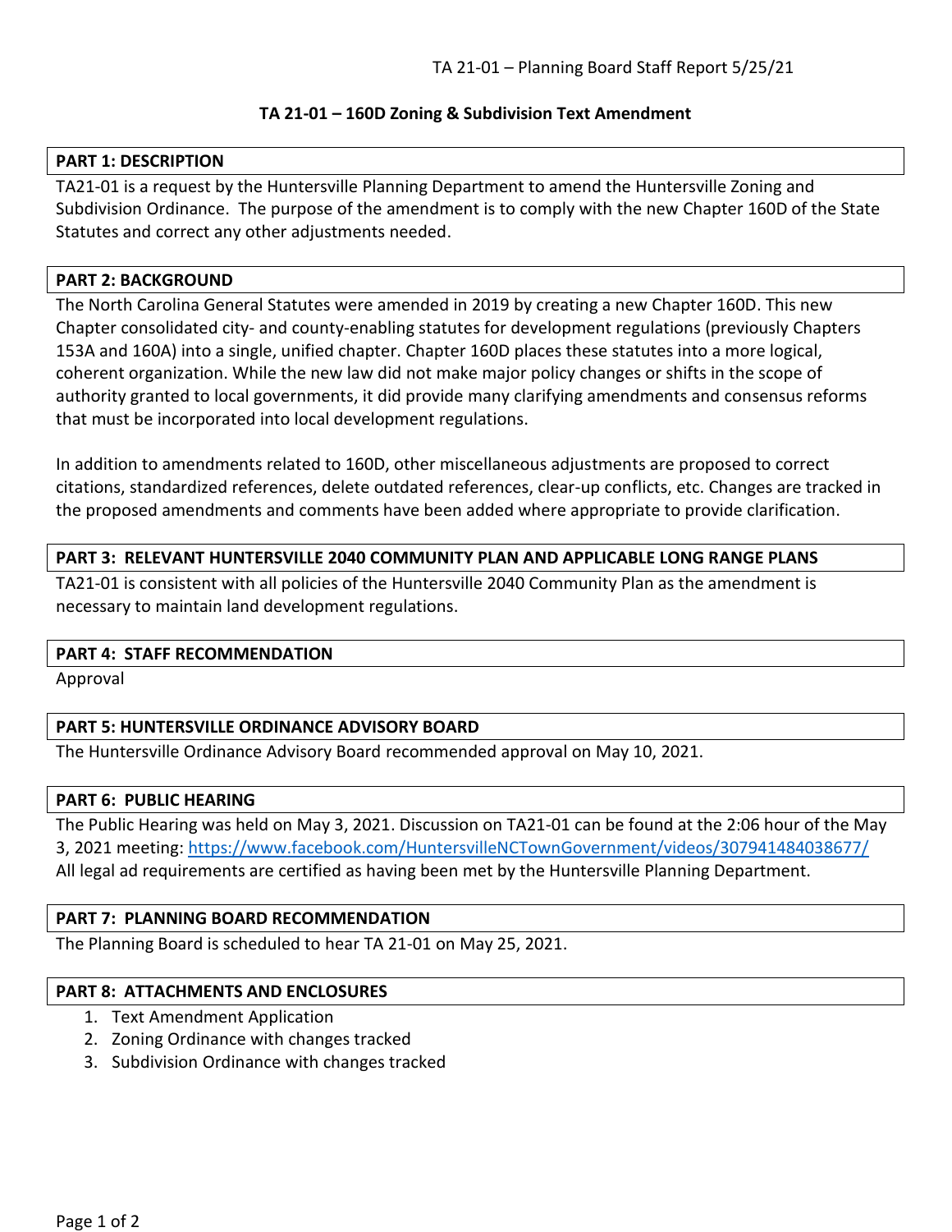# TA 21-01 – 160D Zoning & Subdivision Text Amendment

## PART 1: DESCRIPTION

TA21-01 is a request by the Huntersville Planning Department to amend the Huntersville Zoning and Subdivision Ordinance. The purpose of the amendment is to comply with the new Chapter 160D of the State Statutes and correct any other adjustments needed.

## PART 2: BACKGROUND

The North Carolina General Statutes were amended in 2019 by creating a new Chapter 160D. This new Chapter consolidated city- and county-enabling statutes for development regulations (previously Chapters 153A and 160A) into a single, unified chapter. Chapter 160D places these statutes into a more logical, coherent organization. While the new law did not make major policy changes or shifts in the scope of authority granted to local governments, it did provide many clarifying amendments and consensus reforms that must be incorporated into local development regulations.

In addition to amendments related to 160D, other miscellaneous adjustments are proposed to correct citations, standardized references, delete outdated references, clear-up conflicts, etc. Changes are tracked in the proposed amendments and comments have been added where appropriate to provide clarification.

## PART 3: RELEVANT HUNTERSVILLE 2040 COMMUNITY PLAN AND APPLICABLE LONG RANGE PLANS

TA21-01 is consistent with all policies of the Huntersville 2040 Community Plan as the amendment is necessary to maintain land development regulations.

## PART 4: STAFF RECOMMENDATION

Approval

## PART 5: HUNTERSVILLE ORDINANCE ADVISORY BOARD

The Huntersville Ordinance Advisory Board recommended approval on May 10, 2021.

## PART 6: PUBLIC HEARING

The Public Hearing was held on May 3, 2021. Discussion on TA21-01 can be found at the 2:06 hour of the May 3, 2021 meeting: https://www.facebook.com/HuntersvilleNCTownGovernment/videos/307941484038677/
All legal ad requirements are certified as having been met by the Huntersville Planning Department.

## PART 7: PLANNING BOARD RECOMMENDATION

The Planning Board is scheduled to hear TA 21-01 on May 25, 2021.

## PART 8: ATTACHMENTS AND ENCLOSURES

1. Text Amendment Application
2. Zoning Ordinance with changes tracked
3. Subdivision Ordinance with changes tracked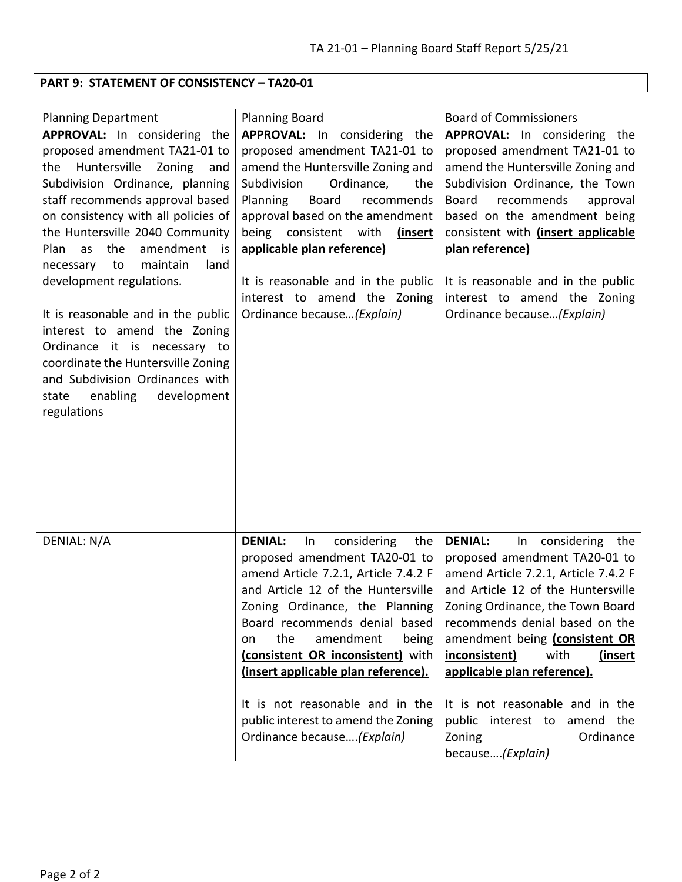**PART 9: STATEMENT OF CONSISTENCY – TA20-01**

| Planning Department | Planning Board | Board of Commissioners |
|---|---|---|
| **APPROVAL:** In considering the proposed amendment TA21-01 to the Huntersville Zoning and Subdivision Ordinance, planning staff recommends approval based on consistency with all policies of the Huntersville 2040 Community Plan as the amendment is necessary to maintain land development regulations.<br><br>It is reasonable and in the public interest to amend the Zoning Ordinance it is necessary to coordinate the Huntersville Zoning and Subdivision Ordinances with state enabling development regulations | **APPROVAL:** In considering the proposed amendment TA21-01 to amend the Huntersville Zoning and Subdivision Ordinance, the Planning Board recommends approval based on the amendment being consistent with **<u>(insert applicable plan reference)</u>**<br><br>It is reasonable and in the public interest to amend the Zoning Ordinance because…*(Explain)* | **APPROVAL:** In considering the proposed amendment TA21-01 to amend the Huntersville Zoning and Subdivision Ordinance, the Town Board recommends approval based on the amendment being consistent with **<u>(insert applicable plan reference)</u>**<br><br>It is reasonable and in the public interest to amend the Zoning Ordinance because…*(Explain)* |
| DENIAL: N/A | **DENIAL:** In considering the proposed amendment TA20-01 to amend Article 7.2.1, Article 7.4.2 F and Article 12 of the Huntersville Zoning Ordinance, the Planning Board recommends denial based on the amendment being **<u>(consistent OR inconsistent)</u>** with **<u>(insert applicable plan reference).</u>**<br><br>It is not reasonable and in the public interest to amend the Zoning Ordinance because….*(Explain)* | **DENIAL:** In considering the proposed amendment TA20-01 to amend Article 7.2.1, Article 7.4.2 F and Article 12 of the Huntersville Zoning Ordinance, the Town Board recommends denial based on the amendment being **<u>(consistent OR inconsistent)</u>** with **<u>(insert applicable plan reference).</u>**<br><br>It is not reasonable and in the public interest to amend the Zoning Ordinance because….*(Explain)* |